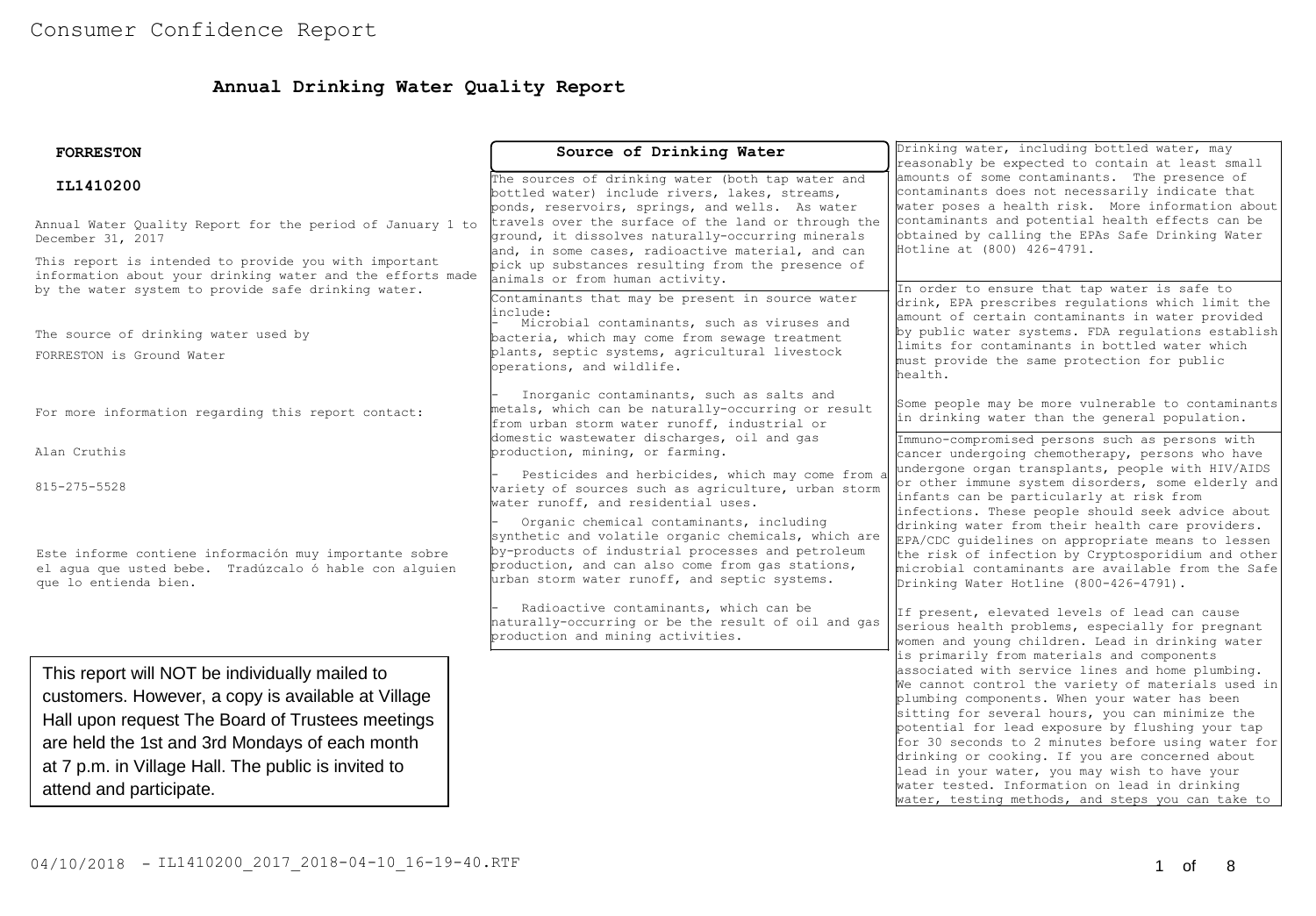# Consumer Confidence Report

## Annual Drinking Water Quality Report

**FORRESTON**

**IL1410200**

Annual Water Quality Report for the period of January 1 to December 31, 2017

This report is intended to provide you with important information about your drinking water and the efforts made by the water system to provide safe drinking water.

The source of drinking water used by FORRESTON is Ground Water

For more information regarding this report contact:

Alan Cruthis

815-275-5528

Este informe contiene información muy importante sobre el agua que usted bebe. Tradúzcalo ó hable con alguien que lo entienda bien.

This report will NOT be individually mailed to customers. However, a copy is available at Village Hall upon request The Board of Trustees meetings are held the 1st and 3rd Mondays of each month at 7 p.m. in Village Hall. The public is invited to attend and participate.

### Source of Drinking Water

The sources of drinking water (both tap water and bottled water) include rivers, lakes, streams, ponds, reservoirs, springs, and wells. As water travels over the surface of the land or through the ground, it dissolves naturally-occurring minerals and, in some cases, radioactive material, and can pick up substances resulting from the presence of animals or from human activity.

Contaminants that may be present in source water include:

- Microbial contaminants, such as viruses and bacteria, which may come from sewage treatment plants, septic systems, agricultural livestock operations, and wildlife.
- Inorganic contaminants, such as salts and metals, which can be naturally-occurring or result from urban storm water runoff, industrial or domestic wastewater discharges, oil and gas production, mining, or farming.
- Pesticides and herbicides, which may come from a variety of sources such as agriculture, urban storm water runoff, and residential uses.
- Organic chemical contaminants, including synthetic and volatile organic chemicals, which are by-products of industrial processes and petroleum production, and can also come from gas stations, urban storm water runoff, and septic systems.
- Radioactive contaminants, which can be naturally-occurring or be the result of oil and gas production and mining activities.

Drinking water, including bottled water, may reasonably be expected to contain at least small amounts of some contaminants. The presence of contaminants does not necessarily indicate that water poses a health risk. More information about contaminants and potential health effects can be obtained by calling the EPAs Safe Drinking Water Hotline at (800) 426-4791.

In order to ensure that tap water is safe to drink, EPA prescribes regulations which limit the amount of certain contaminants in water provided by public water systems. FDA regulations establish limits for contaminants in bottled water which must provide the same protection for public health.

Some people may be more vulnerable to contaminants in drinking water than the general population.

Immuno-compromised persons such as persons with cancer undergoing chemotherapy, persons who have undergone organ transplants, people with HIV/AIDS or other immune system disorders, some elderly and infants can be particularly at risk from infections. These people should seek advice about drinking water from their health care providers. EPA/CDC guidelines on appropriate means to lessen the risk of infection by Cryptosporidium and other microbial contaminants are available from the Safe Drinking Water Hotline (800-426-4791).

If present, elevated levels of lead can cause serious health problems, especially for pregnant women and young children. Lead in drinking water is primarily from materials and components associated with service lines and home plumbing. We cannot control the variety of materials used in plumbing components. When your water has been sitting for several hours, you can minimize the potential for lead exposure by flushing your tap for 30 seconds to 2 minutes before using water for drinking or cooking. If you are concerned about lead in your water, you may wish to have your water tested. Information on lead in drinking water, testing methods, and steps you can take to

04/10/2018 - IL1410200_2017_2018-04-10_16-19-40.RTF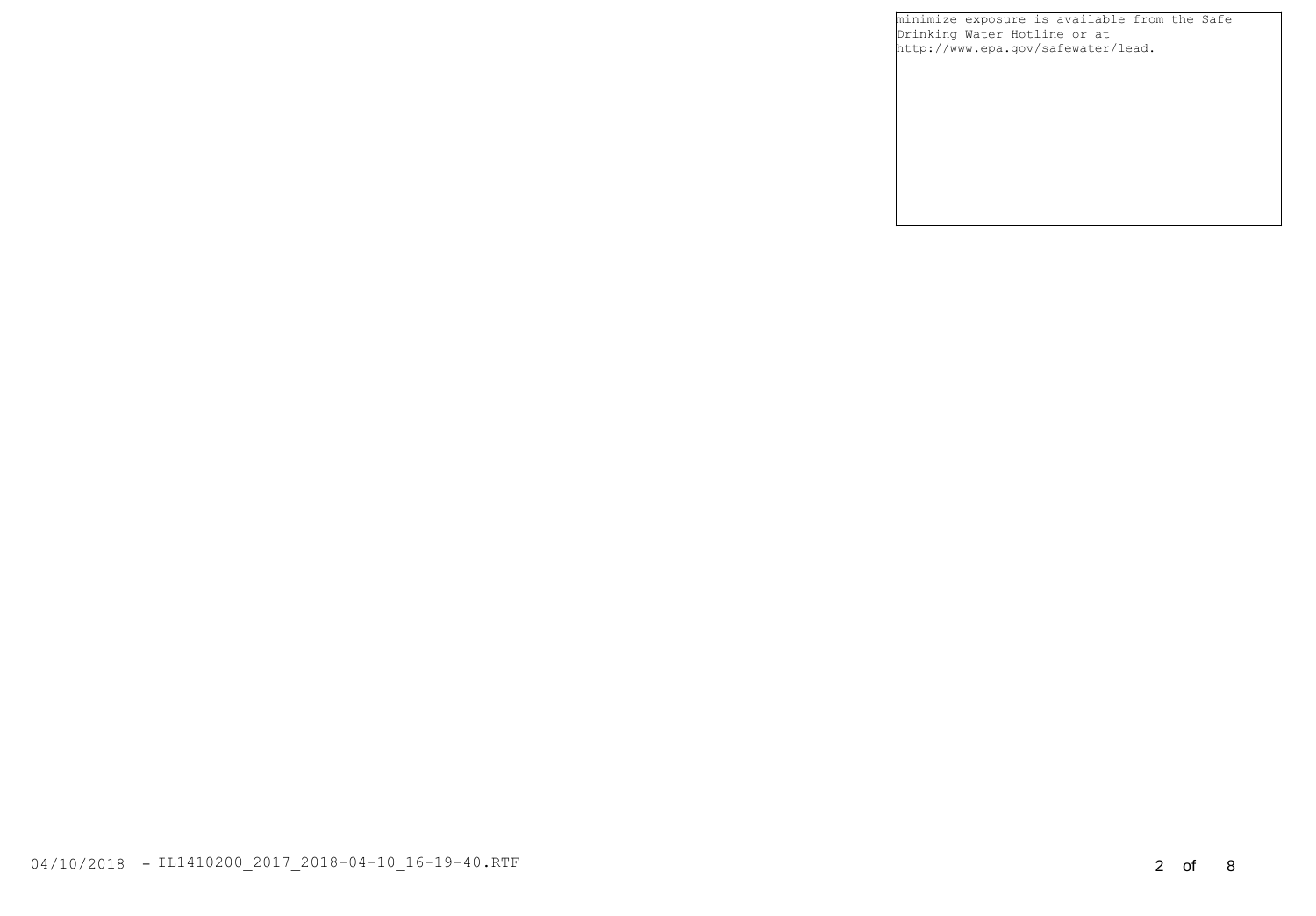minimize exposure is available from the Safe Drinking Water Hotline or at http://www.epa.gov/safewater/lead.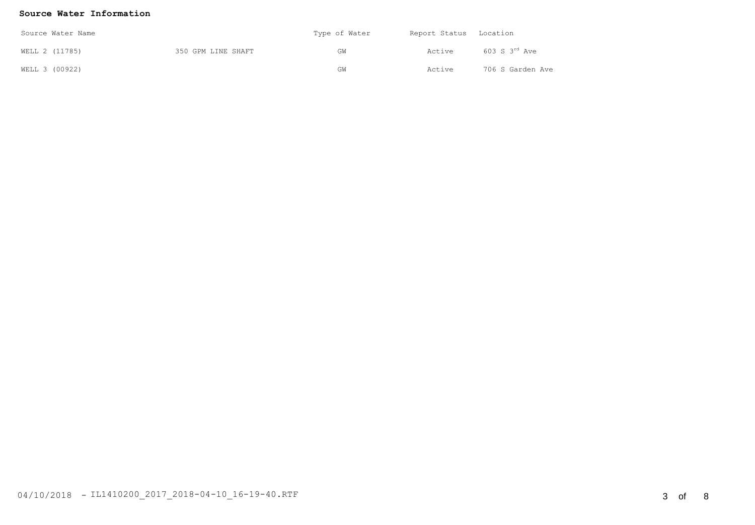**Source Water Information**

| Source Water Name | | Type of Water | Report Status | Location |
|---|---|---|---|---|
| WELL 2 (11785) | 350 GPM LINE SHAFT | GW | Active | 603 S 3rd Ave |
| WELL 3 (00922) | | GW | Active | 706 S Garden Ave |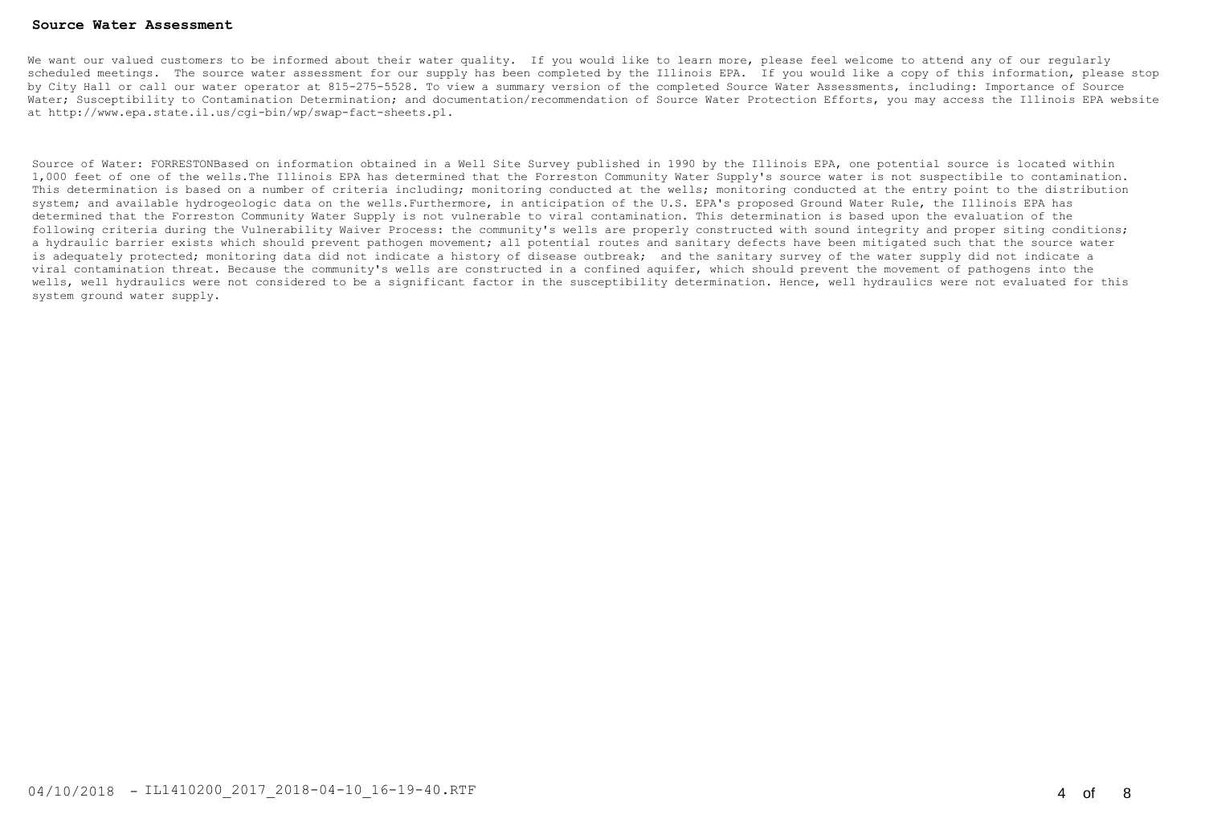## Source Water Assessment

We want our valued customers to be informed about their water quality. If you would like to learn more, please feel welcome to attend any of our regularly scheduled meetings. The source water assessment for our supply has been completed by the Illinois EPA. If you would like a copy of this information, please stop by City Hall or call our water operator at 815-275-5528. To view a summary version of the completed Source Water Assessments, including: Importance of Source Water; Susceptibility to Contamination Determination; and documentation/recommendation of Source Water Protection Efforts, you may access the Illinois EPA website at http://www.epa.state.il.us/cgi-bin/wp/swap-fact-sheets.pl.

Source of Water: FORRESTONBased on information obtained in a Well Site Survey published in 1990 by the Illinois EPA, one potential source is located within 1,000 feet of one of the wells.The Illinois EPA has determined that the Forreston Community Water Supply's source water is not suspectibile to contamination. This determination is based on a number of criteria including; monitoring conducted at the wells; monitoring conducted at the entry point to the distribution system; and available hydrogeologic data on the wells.Furthermore, in anticipation of the U.S. EPA's proposed Ground Water Rule, the Illinois EPA has determined that the Forreston Community Water Supply is not vulnerable to viral contamination. This determination is based upon the evaluation of the following criteria during the Vulnerability Waiver Process: the community's wells are properly constructed with sound integrity and proper siting conditions; a hydraulic barrier exists which should prevent pathogen movement; all potential routes and sanitary defects have been mitigated such that the source water is adequately protected; monitoring data did not indicate a history of disease outbreak; and the sanitary survey of the water supply did not indicate a viral contamination threat. Because the community's wells are constructed in a confined aquifer, which should prevent the movement of pathogens into the wells, well hydraulics were not considered to be a significant factor in the susceptibility determination. Hence, well hydraulics were not evaluated for this system ground water supply.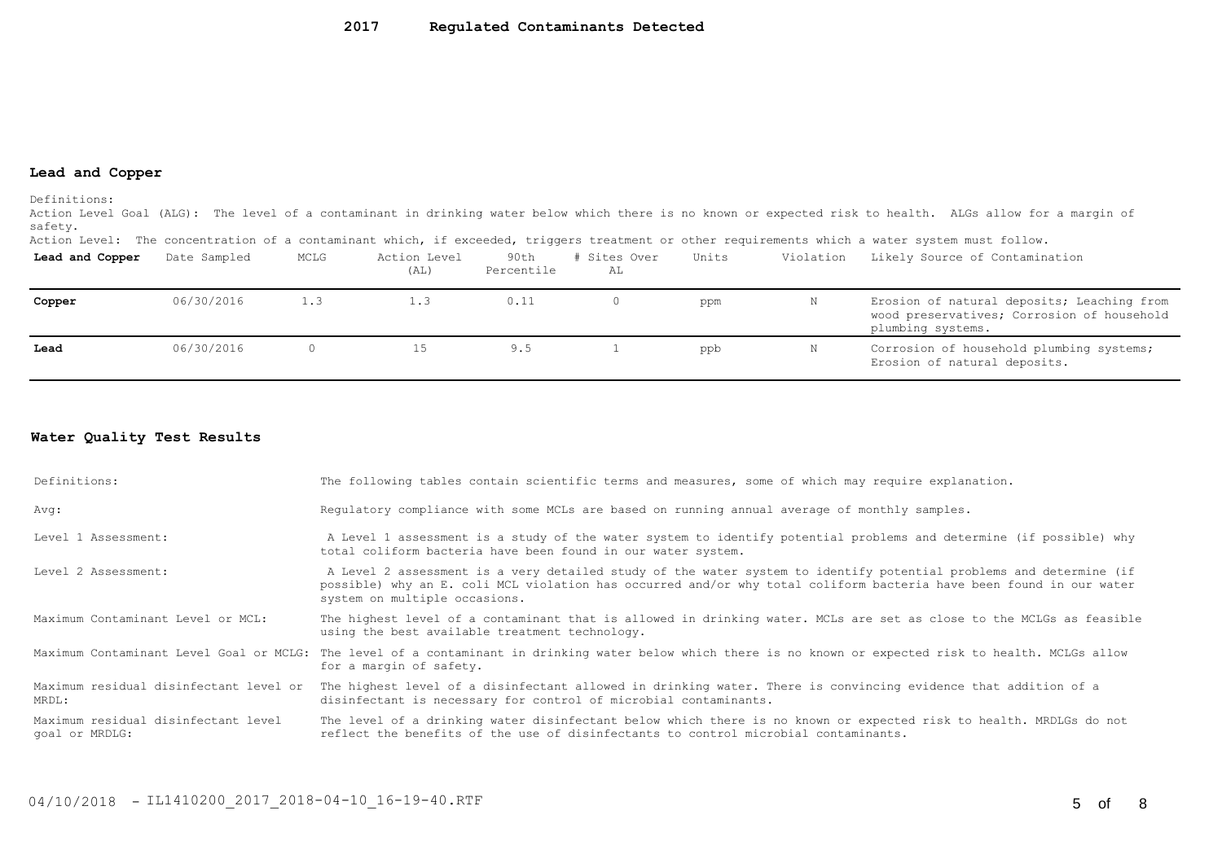# 2017 Regulated Contaminants Detected

## Lead and Copper

Definitions:
Action Level Goal (ALG): The level of a contaminant in drinking water below which there is no known or expected risk to health. ALGs allow for a margin of safety.
Action Level: The concentration of a contaminant which, if exceeded, triggers treatment or other requirements which a water system must follow.

| Lead and Copper | Date Sampled | MCLG | Action Level (AL) | 90th Percentile | # Sites Over AL | Units | Violation | Likely Source of Contamination |
|---|---|---|---|---|---|---|---|---|
| **Copper** | 06/30/2016 | 1.3 | 1.3 | 0.11 | 0 | ppm | N | Erosion of natural deposits; Leaching from wood preservatives; Corrosion of household plumbing systems. |
| **Lead** | 06/30/2016 | 0 | 15 | 9.5 | 1 | ppb | N | Corrosion of household plumbing systems; Erosion of natural deposits. |

## Water Quality Test Results

| | |
|---|---|
| Definitions: | The following tables contain scientific terms and measures, some of which may require explanation. |
| Avg: | Regulatory compliance with some MCLs are based on running annual average of monthly samples. |
| Level 1 Assessment: | A Level 1 assessment is a study of the water system to identify potential problems and determine (if possible) why total coliform bacteria have been found in our water system. |
| Level 2 Assessment: | A Level 2 assessment is a very detailed study of the water system to identify potential problems and determine (if possible) why an E. coli MCL violation has occurred and/or why total coliform bacteria have been found in our water system on multiple occasions. |
| Maximum Contaminant Level or MCL: | The highest level of a contaminant that is allowed in drinking water. MCLs are set as close to the MCLGs as feasible using the best available treatment technology. |
| Maximum Contaminant Level Goal or MCLG: | The level of a contaminant in drinking water below which there is no known or expected risk to health. MCLGs allow for a margin of safety. |
| Maximum residual disinfectant level or MRDL: | The highest level of a disinfectant allowed in drinking water. There is convincing evidence that addition of a disinfectant is necessary for control of microbial contaminants. |
| Maximum residual disinfectant level goal or MRDLG: | The level of a drinking water disinfectant below which there is no known or expected risk to health. MRDLGs do not reflect the benefits of the use of disinfectants to control microbial contaminants. |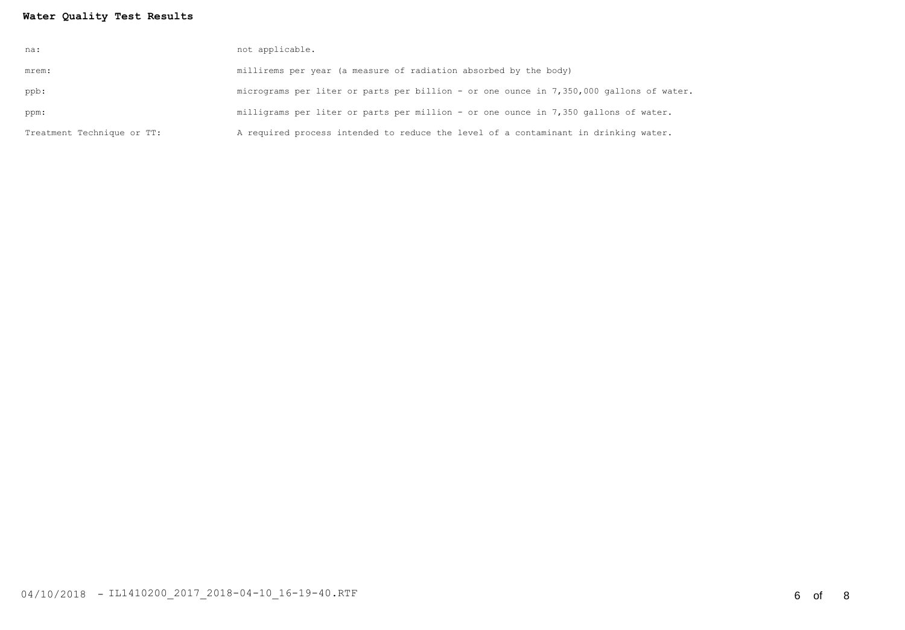**Water Quality Test Results**

| | |
|---|---|
| na: | not applicable. |
| mrem: | millirems per year (a measure of radiation absorbed by the body) |
| ppb: | micrograms per liter or parts per billion - or one ounce in 7,350,000 gallons of water. |
| ppm: | milligrams per liter or parts per million - or one ounce in 7,350 gallons of water. |
| Treatment Technique or TT: | A required process intended to reduce the level of a contaminant in drinking water. |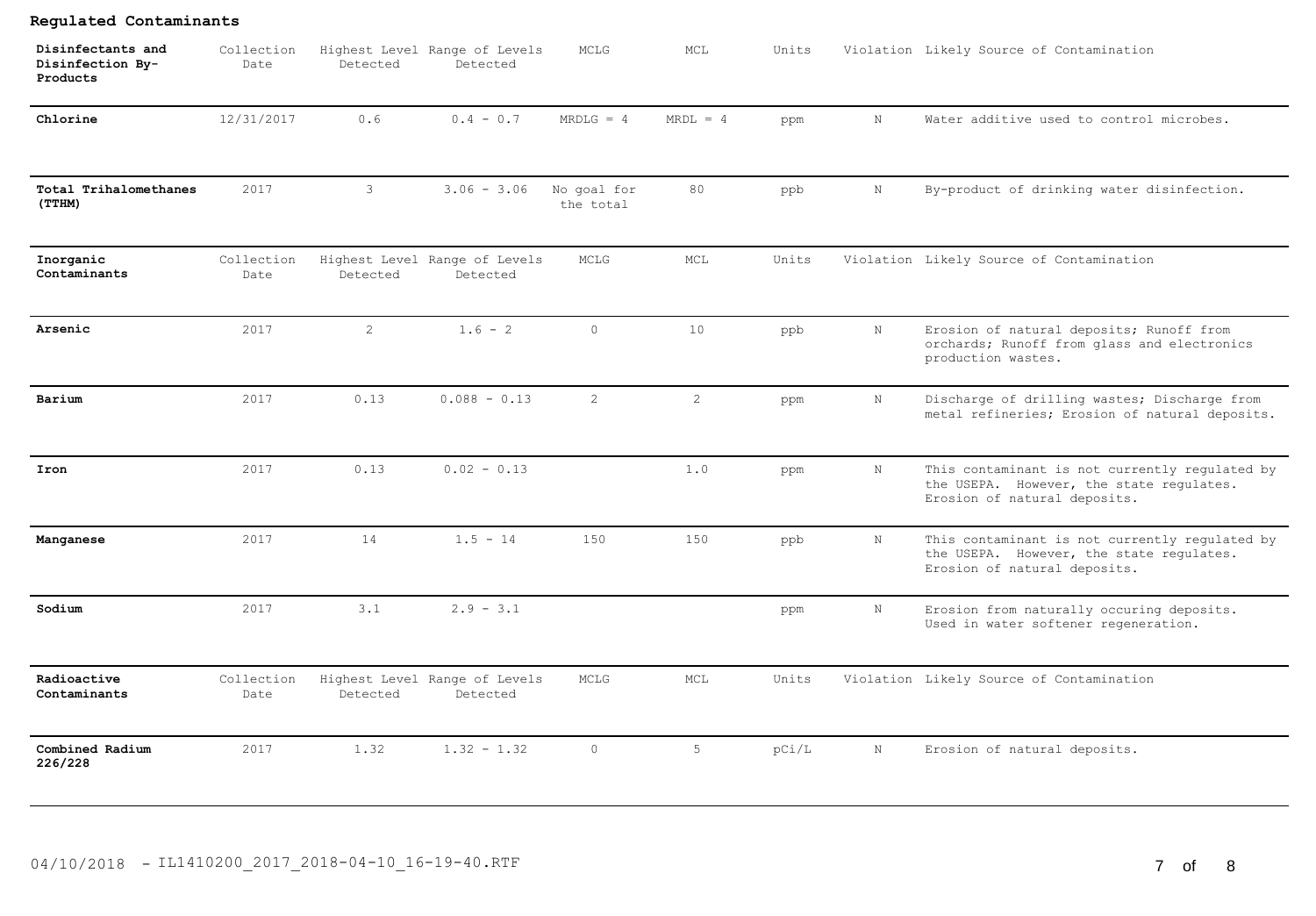## Regulated Contaminants

| Disinfectants and Disinfection By-Products | Collection Date | Highest Level Detected | Range of Levels Detected | MCLG | MCL | Units | Violation | Likely Source of Contamination |
|---|---|---|---|---|---|---|---|---|
| **Chlorine** | 12/31/2017 | 0.6 | 0.4 - 0.7 | MRDLG = 4 | MRDL = 4 | ppm | N | Water additive used to control microbes. |
| **Total Trihalomethanes (TTHM)** | 2017 | 3 | 3.06 - 3.06 | No goal for the total | 80 | ppb | N | By-product of drinking water disinfection. |
| **Inorganic Contaminants** | Collection Date | Highest Level Detected | Range of Levels Detected | MCLG | MCL | Units | Violation | Likely Source of Contamination |
| **Arsenic** | 2017 | 2 | 1.6 - 2 | 0 | 10 | ppb | N | Erosion of natural deposits; Runoff from orchards; Runoff from glass and electronics production wastes. |
| **Barium** | 2017 | 0.13 | 0.088 - 0.13 | 2 | 2 | ppm | N | Discharge of drilling wastes; Discharge from metal refineries; Erosion of natural deposits. |
| **Iron** | 2017 | 0.13 | 0.02 - 0.13 | | 1.0 | ppm | N | This contaminant is not currently regulated by the USEPA. However, the state regulates. Erosion of natural deposits. |
| **Manganese** | 2017 | 14 | 1.5 - 14 | 150 | 150 | ppb | N | This contaminant is not currently regulated by the USEPA. However, the state regulates. Erosion of natural deposits. |
| **Sodium** | 2017 | 3.1 | 2.9 - 3.1 | | | ppm | N | Erosion from naturally occuring deposits. Used in water softener regeneration. |
| **Radioactive Contaminants** | Collection Date | Highest Level Detected | Range of Levels Detected | MCLG | MCL | Units | Violation | Likely Source of Contamination |
| **Combined Radium 226/228** | 2017 | 1.32 | 1.32 - 1.32 | 0 | 5 | pCi/L | N | Erosion of natural deposits. |

04/10/2018 - IL1410200_2017_2018-04-10_16-19-40.RTF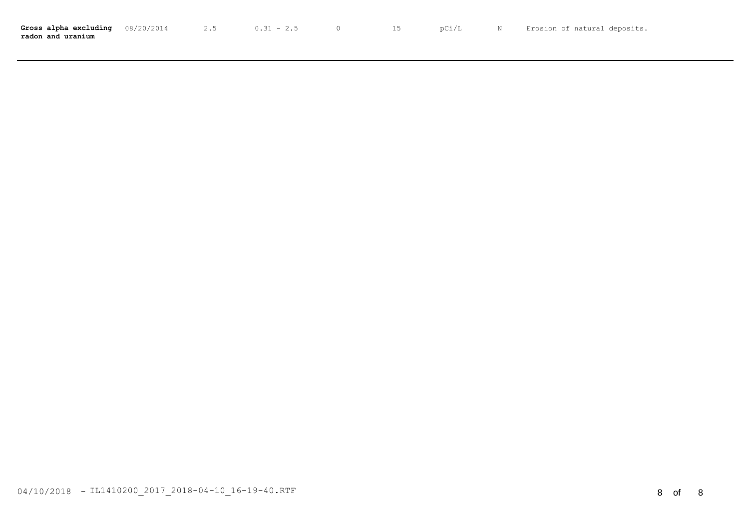| | | | | | | | | |
|---|---|---|---|---|---|---|---|---|
| **Gross alpha excluding radon and uranium** | 08/20/2014 | 2.5 | 0.31 - 2.5 | 0 | 15 | pCi/L | N | Erosion of natural deposits. |

04/10/2018 - IL1410200_2017_2018-04-10_16-19-40.RTF